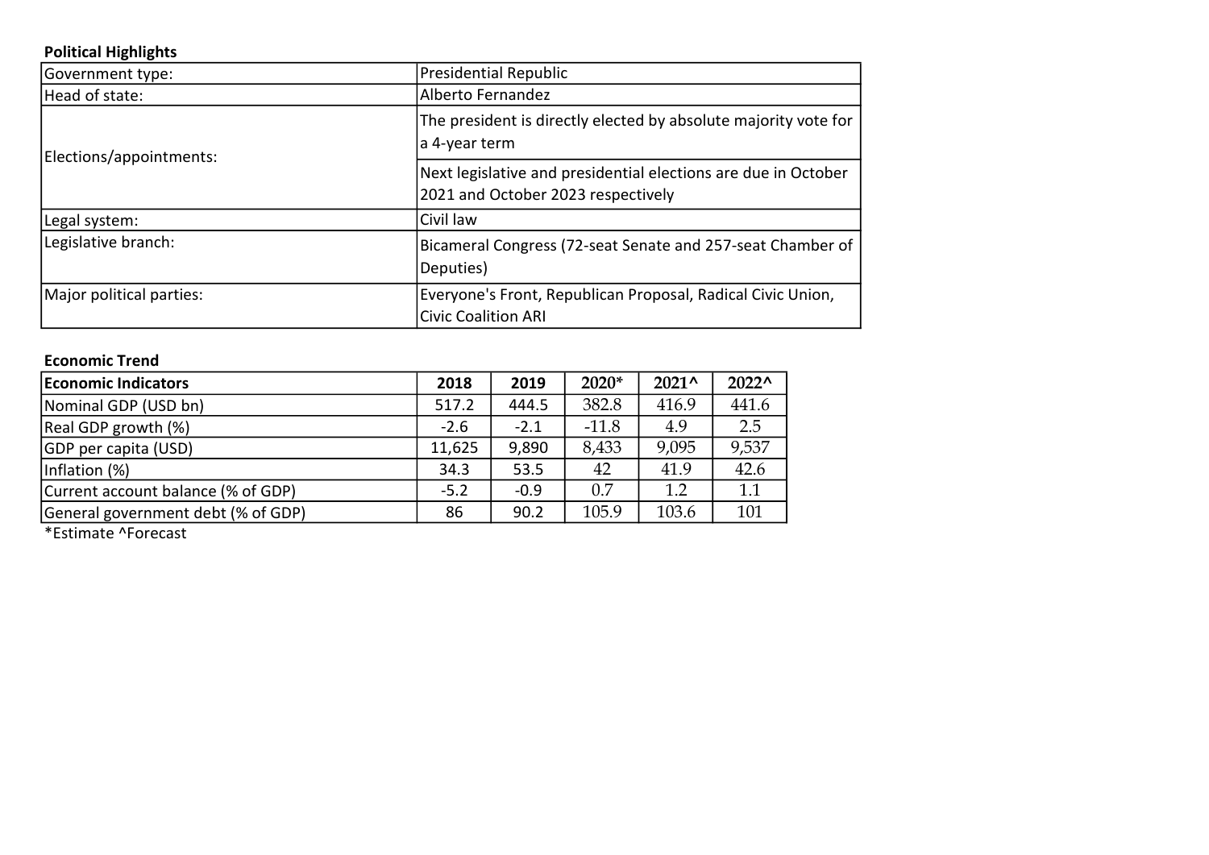**Political Highlights**

| | |
|---|---|
| Government type: | Presidential Republic |
| Head of state: | Alberto Fernandez |
| Elections/appointments: | The president is directly elected by absolute majority vote for a 4-year term |
| | Next legislative and presidential elections are due in October 2021 and October 2023 respectively |
| Legal system: | Civil law |
| Legislative branch: | Bicameral Congress (72-seat Senate and 257-seat Chamber of Deputies) |
| Major political parties: | Everyone's Front, Republican Proposal, Radical Civic Union, Civic Coalition ARI |

**Economic Trend**

| Economic Indicators | 2018 | 2019 | 2020* | 2021^ | 2022^ |
|---|---|---|---|---|---|
| Nominal GDP (USD bn) | 517.2 | 444.5 | 382.8 | 416.9 | 441.6 |
| Real GDP growth (%) | -2.6 | -2.1 | -11.8 | 4.9 | 2.5 |
| GDP per capita (USD) | 11,625 | 9,890 | 8,433 | 9,095 | 9,537 |
| Inflation (%) | 34.3 | 53.5 | 42 | 41.9 | 42.6 |
| Current account balance (% of GDP) | -5.2 | -0.9 | 0.7 | 1.2 | 1.1 |
| General government debt (% of GDP) | 86 | 90.2 | 105.9 | 103.6 | 101 |

*Estimate ^Forecast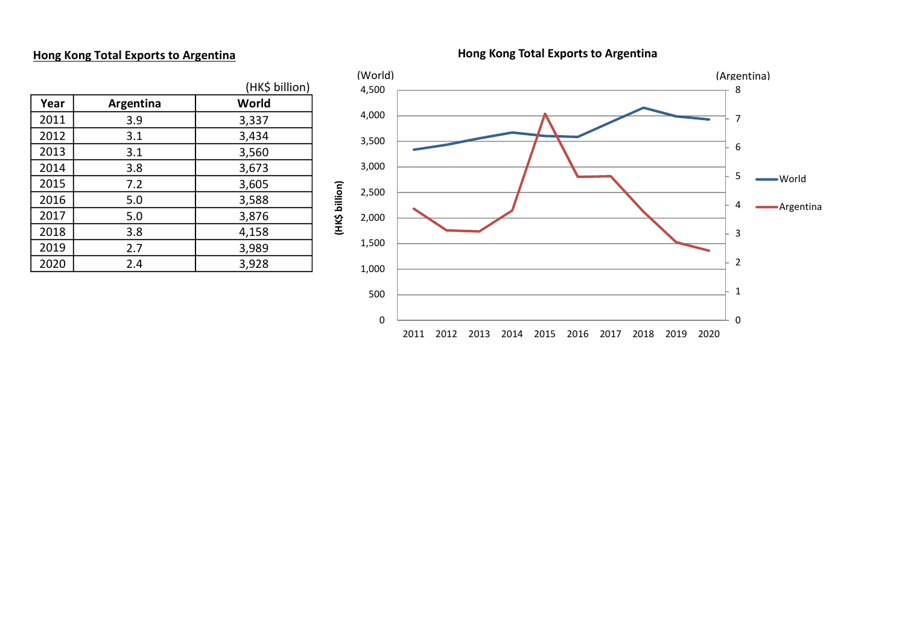## Hong Kong Total Exports to Argentina

(HK$ billion)

| Year | Argentina | World |
|---|---|---|
| 2011 | 3.9 | 3,337 |
| 2012 | 3.1 | 3,434 |
| 2013 | 3.1 | 3,560 |
| 2014 | 3.8 | 3,673 |
| 2015 | 7.2 | 3,605 |
| 2016 | 5.0 | 3,588 |
| 2017 | 5.0 | 3,876 |
| 2018 | 3.8 | 4,158 |
| 2019 | 2.7 | 3,989 |
| 2020 | 2.4 | 3,928 |

**Hong Kong Total Exports to Argentina**

(World) (Argentina)

(HK$ billion)

World

Argentina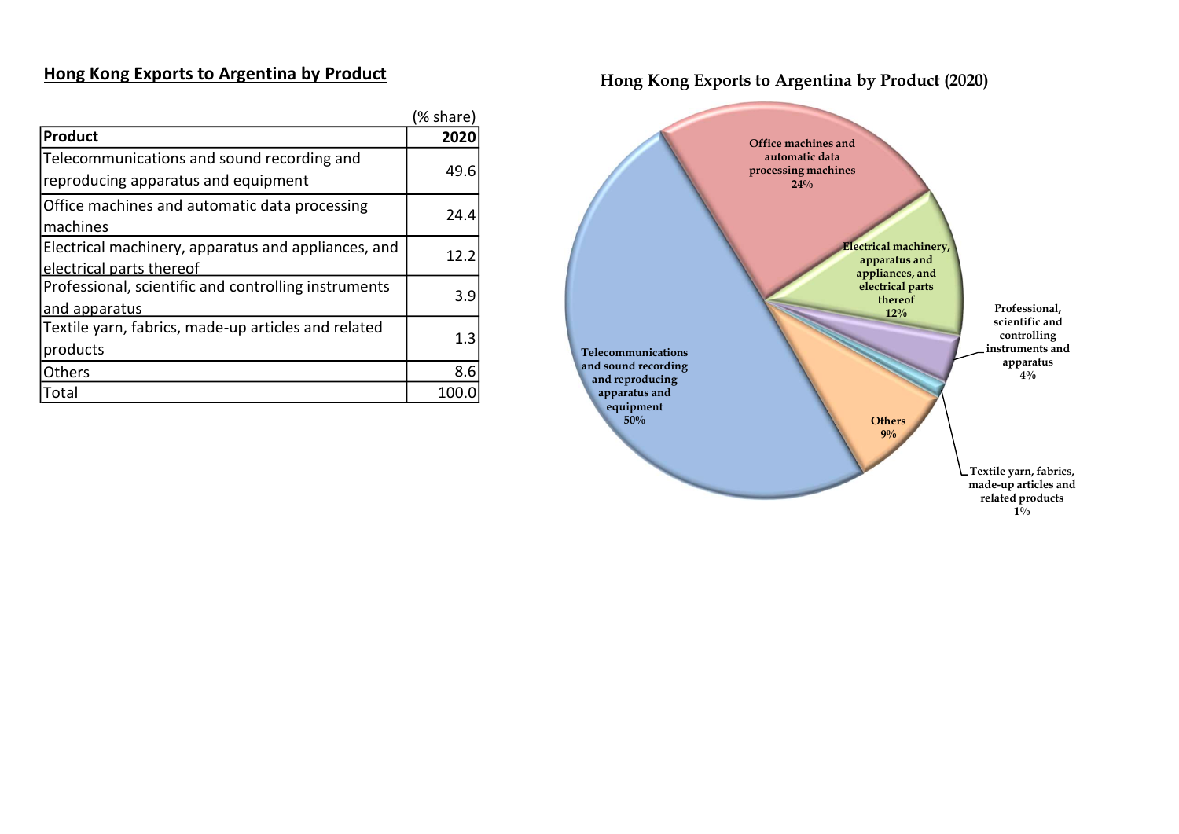## Hong Kong Exports to Argentina by Product

(% share)

| Product | 2020 |
|---|---|
| Telecommunications and sound recording and reproducing apparatus and equipment | 49.6 |
| Office machines and automatic data processing machines | 24.4 |
| Electrical machinery, apparatus and appliances, and electrical parts thereof | 12.2 |
| Professional, scientific and controlling instruments and apparatus | 3.9 |
| Textile yarn, fabrics, made-up articles and related products | 1.3 |
| Others | 8.6 |
| Total | 100.0 |

**Hong Kong Exports to Argentina by Product (2020)**

Office machines and automatic data processing machines 24%

Electrical machinery, apparatus and appliances, and electrical parts thereof 12%

Professional, scientific and controlling instruments and apparatus 4%

Textile yarn, fabrics, made-up articles and related products 1%

Others 9%

Telecommunications and sound recording and reproducing apparatus and equipment 50%